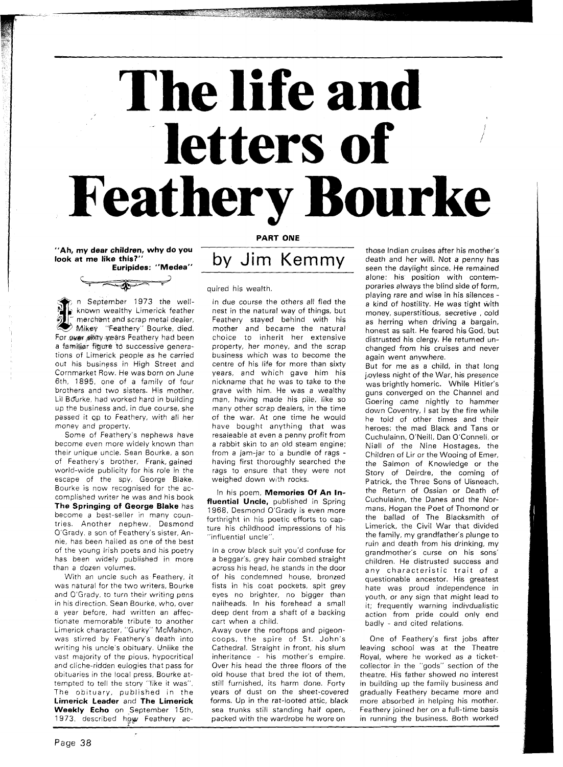# The life and letters of Feathery Bourke

**PART ONE**

## by Jim Kemmy

**"Ah, my dear children, why do you look at me like this?"**
**Euripides: "Medea"**

In September 1973 the well-known wealthy Limerick feather merchant and scrap metal dealer, Mikey "Feathery" Bourke, died. For over sixty years Feathery had been a familiar figure to successive generations of Limerick people as he carried out his business in High Street and Cornmarket Row. He was born on June 6th, 1895, one of a family of four brothers and two sisters. His mother, Lil Bourke, had worked hard in building up the business and, in due course, she passed it on to Feathery, with all her money and property.

Some of Feathery's nephews have become even more widely known than their unique uncle. Sean Bourke, a son of Feathery's brother, Frank, gained world-wide publicity for his role in the escape of the spy, George Blake. Bourke is now recognised for the accomplished writer he was and his book **The Springing of George Blake** has become a best-seller in many countries. Another nephew, Desmond O'Grady, a son of Feathery's sister, Annie, has been hailed as one of the best of the young Irish poets and his poetry has been widely published in more than a dozen volumes.

With an uncle such as Feathery, it was natural for the two writers, Bourke and O'Grady, to turn their writing pens in his direction. Sean Bourke, who, over a year before, had written an affectionate memorable tribute to another Limerick character, "Gurky" McMahon, was stirred by Feathery's death into writing his uncle's obituary. Unlike the vast majority of the pious, hypocritical and cliche-ridden eulogies that pass for obituaries in the local press, Bourke attempted to tell the story "like it was". The obituary, published in the **Limerick Leader** and **The Limerick Weekly Echo** on September 15th, 1973, described how Feathery acquired his wealth.

In due course the others all fled the nest in the natural way of things, but Feathery stayed behind with his mother and became the natural choice to inherit her extensive property, her money, and the scrap business which was to become the centre of his life for more than sixty years, and which gave him his nickname that he was to take to the grave with him. He was a wealthy man, having made his pile, like so many other scrap dealers, in the time of the war. At one time he would have bought anything that was resaleable at even a penny profit from a rabbit skin to an old steam engine; from a jam-jar to a bundle of rags - having first thoroughly searched the rags to ensure that they were not weighed down with rocks.

In his poem, **Memories Of An Influential Uncle**, published in Spring 1968, Desmond O'Grady is even more forthright in his poetic efforts to capture his childhood impressions of his "influential uncle".

In a crow black suit you'd confuse for a beggar's, grey hair combed straight across his head, he stands in the door of his condemned house, bronzed fists in his coat pockets, spit grey eyes no brighter, no bigger than nailheads. In his forehead a small deep dent from a shaft of a backing cart when a child.
Away over the rooftops and pigeon-coops, the spire of St. John's Cathedral. Straight in front, his slum inheritance - his mother's empire. Over his head the three floors of the old house that bred the lot of them, still furnished, its harm done. Forty years of dust on the sheet-covered forms. Up in the rat-looted attic, black sea trunks still standing half open, packed with the wardrobe he wore on those Indian cruises after his mother's death and her will. Not a penny has seen the daylight since. He remained alone: his position with contemporaries always the blind side of form, playing rare and wise in his silences - a kind of hostility. He was tight with money, superstitious, secretive, cold as herring when driving a bargain, honest as salt. He feared his God, but distrusted his clergy. He returned unchanged from his cruises and never again went anywhere.
But for me as a child, in that long joyless night of the War, his presence was brightly homeric. While Hitler's guns converged on the Channel and Goering came nightly to hammer down Coventry, I sat by the fire while he told of other times and their heroes: the mad Black and Tans or Cuchulainn, O'Neill, Dan O'Connell, or Niall of the Nine Hostages, the Children of Lir or the Wooing of Emer, the Salmon of Knowledge or the Story of Deirdre, the coming of Patrick, the Three Sons of Uisneach, the Return of Ossian or Death of Cuchulainn, the Danes and the Normans, Hogan the Poet of Thomond or the ballad of The Blacksmith of Limerick, the Civil War that divided the family, my grandfather's plunge to ruin and death from his drinking, my grandmother's curse on his sons' children. He distrusted success and any characteristic trait of a questionable ancestor. His greatest hate was proud independence in youth, or any sign that might lead to it; frequently warning indivdualistic action from pride could only end badly - and cited relations.

One of Feathery's first jobs after leaving school was at the Theatre Royal, where he worked as a ticket-collector in the "gods" section of the theatre. His father showed no interest in building up the family business and gradually Feathery became more and more absorbed in helping his mother. Feathery joined her on a full-time basis in running the business. Both worked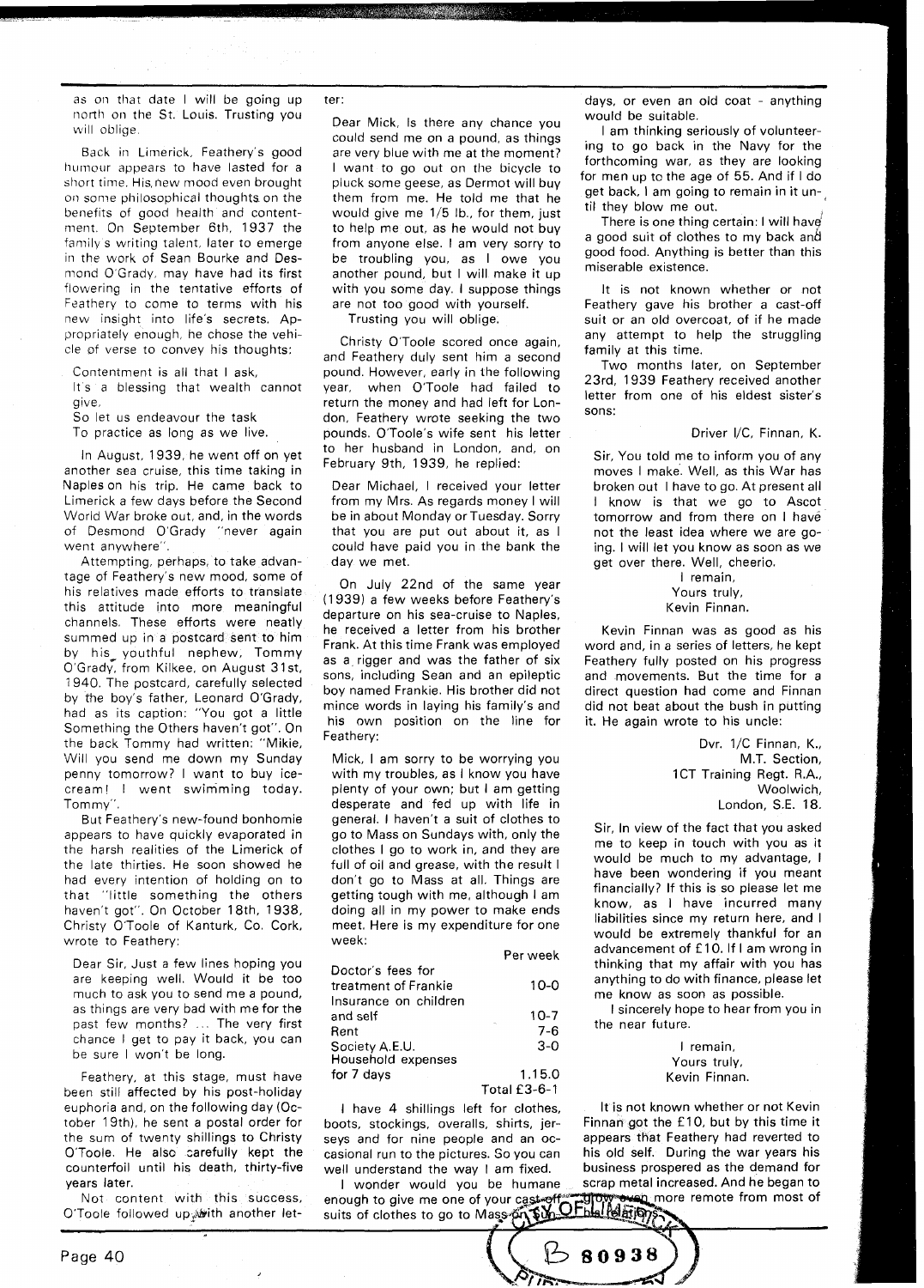as on that date I will be going up north on the St. Louis. Trusting you will oblige.

Back in Limerick, Feathery's good humour appears to have lasted for a short time. His new mood even brought on some philosophical thoughts on the benefits of good health and contentment. On September 6th, 1937 the family's writing talent, later to emerge in the work of Sean Bourke and Desmond O'Grady, may have had its first flowering in the tentative efforts of Feathery to come to terms with his new insight into life's secrets. Appropriately enough, he chose the vehicle of verse to convey his thoughts:

> Contentment is all that I ask,
> It's a blessing that wealth cannot give,
> So let us endeavour the task
> To practice as long as we live.

In August, 1939, he went off on yet another sea cruise, this time taking in Naples on his trip. He came back to Limerick a few days before the Second World War broke out, and, in the words of Desmond O'Grady "never again went anywhere".

Attempting, perhaps, to take advantage of Feathery's new mood, some of his relatives made efforts to translate this attitude into more meaningful channels. These efforts were neatly summed up in a postcard sent to him by his youthful nephew, Tommy O'Grady, from Kilkee, on August 31st, 1940. The postcard, carefully selected by the boy's father, Leonard O'Grady, had as its caption: "You got a little Something the Others haven't got". On the back Tommy had written: "Mikie, Will you send me down my Sunday penny tomorrow? I want to buy ice-cream! I went swimming today. Tommy".

But Feathery's new-found bonhomie appears to have quickly evaporated in the harsh realities of the Limerick of the late thirties. He soon showed he had every intention of holding on to that "little something the others haven't got". On October 18th, 1938, Christy O'Toole of Kanturk, Co. Cork, wrote to Feathery:

> Dear Sir, Just a few lines hoping you are keeping well. Would it be too much to ask you to send me a pound, as things are very bad with me for the past few months? ... The very first chance I get to pay it back, you can be sure I won't be long.

Feathery, at this stage, must have been still affected by his post-holiday euphoria and, on the following day (October 19th), he sent a postal order for the sum of twenty shillings to Christy O'Toole. He also carefully kept the counterfoil until his death, thirty-five years later.

Not content with this success, O'Toole followed up with another letter:

> Dear Mick, Is there any chance you could send me on a pound, as things are very blue with me at the moment? I want to go out on the bicycle to pluck some geese, as Dermot will buy them from me. He told me that he would give me 1/5 lb., for them, just to help me out, as he would not buy from anyone else. I am very sorry to be troubling you, as I owe you another pound, but I will make it up with you some day. I suppose things are not too good with yourself.
>
> Trusting you will oblige.

Christy O'Toole scored once again, and Feathery duly sent him a second pound. However, early in the following year, when O'Toole had failed to return the money and had left for London, Feathery wrote seeking the two pounds. O'Toole's wife sent his letter to her husband in London, and, on February 9th, 1939, he replied:

> Dear Michael, I received your letter from my Mrs. As regards money I will be in about Monday or Tuesday. Sorry that you are put out about it, as I could have paid you in the bank the day we met.

On July 22nd of the same year (1939) a few weeks before Feathery's departure on his sea-cruise to Naples, he received a letter from his brother Frank. At this time Frank was employed as a rigger and was the father of six sons, including Sean and an epileptic boy named Frankie. His brother did not mince words in laying his family's and his own position on the line for Feathery:

> Mick, I am sorry to be worrying you with my troubles, as I know you have plenty of your own; but I am getting desperate and fed up with life in general. I haven't a suit of clothes to go to Mass on Sundays with, only the clothes I go to work in, and they are full of oil and grease, with the result I don't go to Mass at all. Things are getting tough with me, although I am doing all in my power to make ends meet. Here is my expenditure for one week:

| | Per week |
|---|---|
| Doctor's fees for treatment of Frankie | 10-0 |
| Insurance on children and self | 10-7 |
| Rent | 7-6 |
| Society A.E.U. | 3-0 |
| Household expenses for 7 days | 1.15.0 |
| | Total £3-6-1 |

> I have 4 shillings left for clothes, boots, stockings, overalls, shirts, jerseys and for nine people and an occasional run to the pictures. So you can well understand the way I am fixed.
>
> I wonder would you be humane enough to give me one of your cast-off suits of clothes to go to Mass on Sundays, or even an old coat - anything would be suitable.
>
> I am thinking seriously of volunteering to go back in the Navy for the forthcoming war, as they are looking for men up to the age of 55. And if I do get back, I am going to remain in it until they blow me out.
>
> There is one thing certain: I will have a good suit of clothes to my back and good food. Anything is better than this miserable existence.

It is not known whether or not Feathery gave his brother a cast-off suit or an old overcoat, of if he made any attempt to help the struggling family at this time.

Two months later, on September 23rd, 1939 Feathery received another letter from one of his eldest sister's sons:

> Driver I/C, Finnan, K.
>
> Sir, You told me to inform you of any moves I make. Well, as this War has broken out I have to go. At present all I know is that we go to Ascot tomorrow and from there on I have not the least idea where we are going. I will let you know as soon as we get over there. Well, cheerio.
>
> I remain,
> Yours truly,
> Kevin Finnan.

Kevin Finnan was as good as his word and, in a series of letters, he kept Feathery fully posted on his progress and movements. But the time for a direct question had come and Finnan did not beat about the bush in putting it. He again wrote to his uncle:

> Dvr. 1/C Finnan, K.,
> M.T. Section,
> 1CT Training Regt. R.A.,
> Woolwich,
> London, S.E. 18.
>
> Sir, In view of the fact that you asked me to keep in touch with you as it would be much to my advantage, I have been wondering if you meant financially? If this is so please let me know, as I have incurred many liabilities since my return here, and I would be extremely thankful for an advancement of £10. If I am wrong in thinking that my affair with you has anything to do with finance, please let me know as soon as possible.
>
> I sincerely hope to hear from you in the near future.
>
> I remain,
> Yours truly,
> Kevin Finnan.

It is not known whether or not Kevin Finnan got the £10, but by this time it appears that Feathery had reverted to his old self. During the war years his business prospered as the demand for scrap metal increased. And he began to grow even more remote from most of